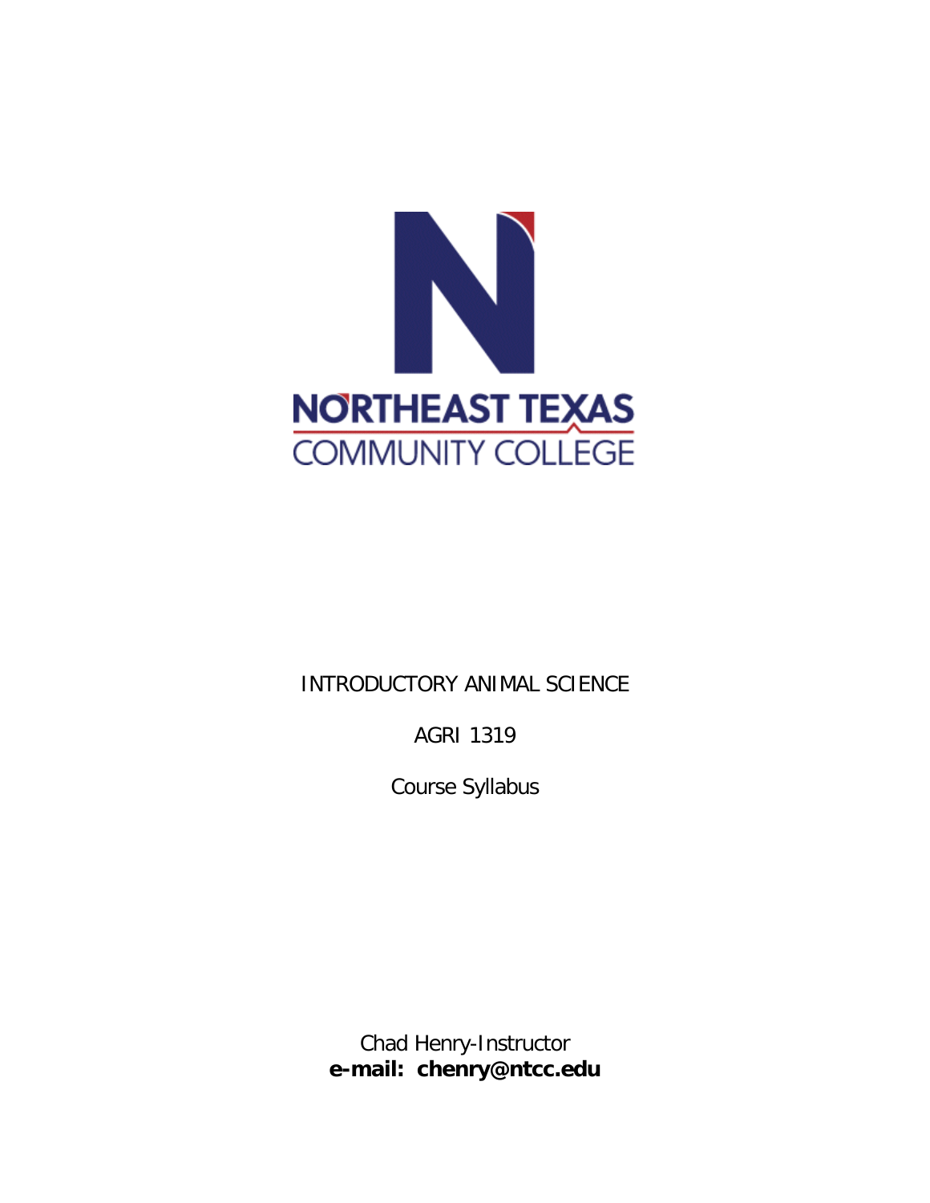NORTHEAST TEXAS
COMMUNITY COLLEGE

INTRODUCTORY ANIMAL SCIENCE

AGRI 1319

Course Syllabus

Chad Henry-Instructor
**e-mail: chenry@ntcc.edu**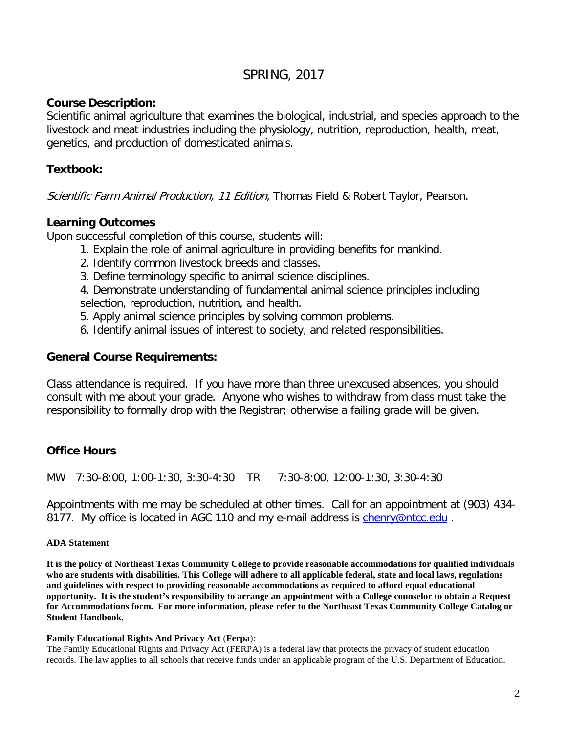SPRING, 2017

**Course Description:**
Scientific animal agriculture that examines the biological, industrial, and species approach to the livestock and meat industries including the physiology, nutrition, reproduction, health, meat, genetics, and production of domesticated animals.

**Textbook:**

*Scientific Farm Animal Production, 11 Edition*, Thomas Field & Robert Taylor, Pearson.

**Learning Outcomes**
Upon successful completion of this course, students will:

1. Explain the role of animal agriculture in providing benefits for mankind.
2. Identify common livestock breeds and classes.
3. Define terminology specific to animal science disciplines.
4. Demonstrate understanding of fundamental animal science principles including selection, reproduction, nutrition, and health.
5. Apply animal science principles by solving common problems.
6. Identify animal issues of interest to society, and related responsibilities.

**General Course Requirements:**

Class attendance is required. If you have more than three unexcused absences, you should consult with me about your grade. Anyone who wishes to withdraw from class must take the responsibility to formally drop with the Registrar; otherwise a failing grade will be given.

**Office Hours**

MW 7:30-8:00, 1:00-1:30, 3:30-4:30 TR 7:30-8:00, 12:00-1:30, 3:30-4:30

Appointments with me may be scheduled at other times. Call for an appointment at (903) 434-8177. My office is located in AGC 110 and my e-mail address is chenry@ntcc.edu .

**ADA Statement**

**It is the policy of Northeast Texas Community College to provide reasonable accommodations for qualified individuals who are students with disabilities. This College will adhere to all applicable federal, state and local laws, regulations and guidelines with respect to providing reasonable accommodations as required to afford equal educational opportunity. It is the student's responsibility to arrange an appointment with a College counselor to obtain a Request for Accommodations form. For more information, please refer to the Northeast Texas Community College Catalog or Student Handbook.**

**Family Educational Rights And Privacy Act** (**Ferpa**):
The Family Educational Rights and Privacy Act (FERPA) is a federal law that protects the privacy of student education records. The law applies to all schools that receive funds under an applicable program of the U.S. Department of Education.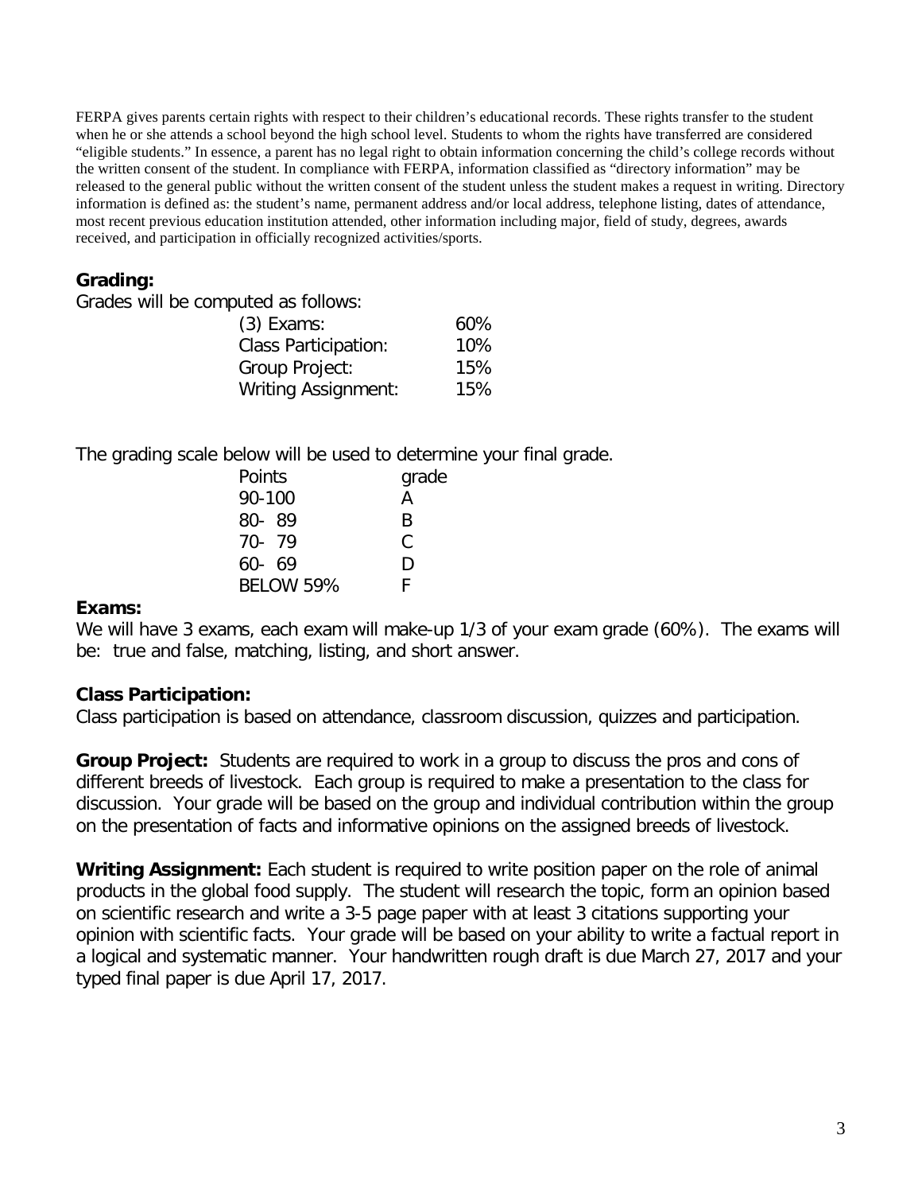FERPA gives parents certain rights with respect to their children's educational records. These rights transfer to the student when he or she attends a school beyond the high school level. Students to whom the rights have transferred are considered "eligible students." In essence, a parent has no legal right to obtain information concerning the child's college records without the written consent of the student. In compliance with FERPA, information classified as "directory information" may be released to the general public without the written consent of the student unless the student makes a request in writing. Directory information is defined as: the student's name, permanent address and/or local address, telephone listing, dates of attendance, most recent previous education institution attended, other information including major, field of study, degrees, awards received, and participation in officially recognized activities/sports.

**Grading:**

Grades will be computed as follows:

| | |
|---|---|
| (3) Exams: | 60% |
| Class Participation: | 10% |
| Group Project: | 15% |
| Writing Assignment: | 15% |

The grading scale below will be used to determine your final grade.

| Points | grade |
|---|---|
| 90-100 | A |
| 80- 89 | B |
| 70- 79 | C |
| 60- 69 | D |
| BELOW 59% | F |

**Exams:**

We will have 3 exams, each exam will make-up 1/3 of your exam grade (60%). The exams will be: true and false, matching, listing, and short answer.

**Class Participation:**

Class participation is based on attendance, classroom discussion, quizzes and participation.

**Group Project:** Students are required to work in a group to discuss the pros and cons of different breeds of livestock. Each group is required to make a presentation to the class for discussion. Your grade will be based on the group and individual contribution within the group on the presentation of facts and informative opinions on the assigned breeds of livestock.

**Writing Assignment:** Each student is required to write position paper on the role of animal products in the global food supply. The student will research the topic, form an opinion based on scientific research and write a 3-5 page paper with at least 3 citations supporting your opinion with scientific facts. Your grade will be based on your ability to write a factual report in a logical and systematic manner. Your handwritten rough draft is due March 27, 2017 and your typed final paper is due April 17, 2017.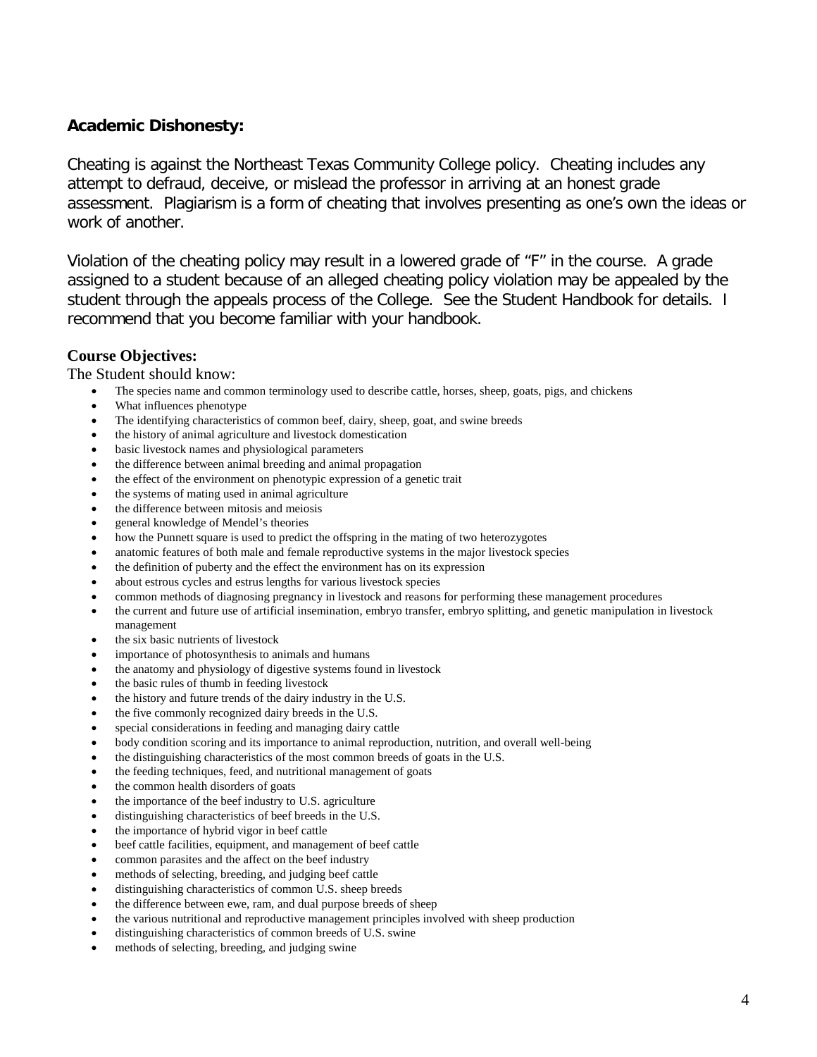**Academic Dishonesty:**

Cheating is against the Northeast Texas Community College policy. Cheating includes any attempt to defraud, deceive, or mislead the professor in arriving at an honest grade assessment. Plagiarism is a form of cheating that involves presenting as one's own the ideas or work of another.

Violation of the cheating policy may result in a lowered grade of "F" in the course. A grade assigned to a student because of an alleged cheating policy violation may be appealed by the student through the appeals process of the College. See the Student Handbook for details. I recommend that you become familiar with your handbook.

**Course Objectives:**

The Student should know:

- The species name and common terminology used to describe cattle, horses, sheep, goats, pigs, and chickens
- What influences phenotype
- The identifying characteristics of common beef, dairy, sheep, goat, and swine breeds
- the history of animal agriculture and livestock domestication
- basic livestock names and physiological parameters
- the difference between animal breeding and animal propagation
- the effect of the environment on phenotypic expression of a genetic trait
- the systems of mating used in animal agriculture
- the difference between mitosis and meiosis
- general knowledge of Mendel's theories
- how the Punnett square is used to predict the offspring in the mating of two heterozygotes
- anatomic features of both male and female reproductive systems in the major livestock species
- the definition of puberty and the effect the environment has on its expression
- about estrous cycles and estrus lengths for various livestock species
- common methods of diagnosing pregnancy in livestock and reasons for performing these management procedures
- the current and future use of artificial insemination, embryo transfer, embryo splitting, and genetic manipulation in livestock management
- the six basic nutrients of livestock
- importance of photosynthesis to animals and humans
- the anatomy and physiology of digestive systems found in livestock
- the basic rules of thumb in feeding livestock
- the history and future trends of the dairy industry in the U.S.
- the five commonly recognized dairy breeds in the U.S.
- special considerations in feeding and managing dairy cattle
- body condition scoring and its importance to animal reproduction, nutrition, and overall well-being
- the distinguishing characteristics of the most common breeds of goats in the U.S.
- the feeding techniques, feed, and nutritional management of goats
- the common health disorders of goats
- the importance of the beef industry to U.S. agriculture
- distinguishing characteristics of beef breeds in the U.S.
- the importance of hybrid vigor in beef cattle
- beef cattle facilities, equipment, and management of beef cattle
- common parasites and the affect on the beef industry
- methods of selecting, breeding, and judging beef cattle
- distinguishing characteristics of common U.S. sheep breeds
- the difference between ewe, ram, and dual purpose breeds of sheep
- the various nutritional and reproductive management principles involved with sheep production
- distinguishing characteristics of common breeds of U.S. swine
- methods of selecting, breeding, and judging swine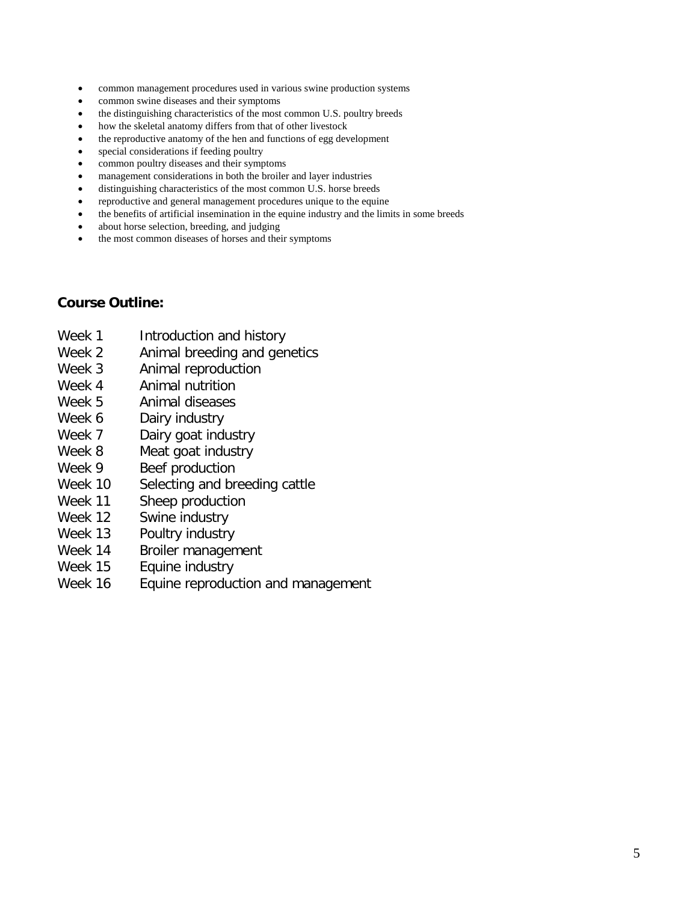- common management procedures used in various swine production systems
- common swine diseases and their symptoms
- the distinguishing characteristics of the most common U.S. poultry breeds
- how the skeletal anatomy differs from that of other livestock
- the reproductive anatomy of the hen and functions of egg development
- special considerations if feeding poultry
- common poultry diseases and their symptoms
- management considerations in both the broiler and layer industries
- distinguishing characteristics of the most common U.S. horse breeds
- reproductive and general management procedures unique to the equine
- the benefits of artificial insemination in the equine industry and the limits in some breeds
- about horse selection, breeding, and judging
- the most common diseases of horses and their symptoms

**Course Outline:**

| | |
|---|---|
| Week 1 | Introduction and history |
| Week 2 | Animal breeding and genetics |
| Week 3 | Animal reproduction |
| Week 4 | Animal nutrition |
| Week 5 | Animal diseases |
| Week 6 | Dairy industry |
| Week 7 | Dairy goat industry |
| Week 8 | Meat goat industry |
| Week 9 | Beef production |
| Week 10 | Selecting and breeding cattle |
| Week 11 | Sheep production |
| Week 12 | Swine industry |
| Week 13 | Poultry industry |
| Week 14 | Broiler management |
| Week 15 | Equine industry |
| Week 16 | Equine reproduction and management |